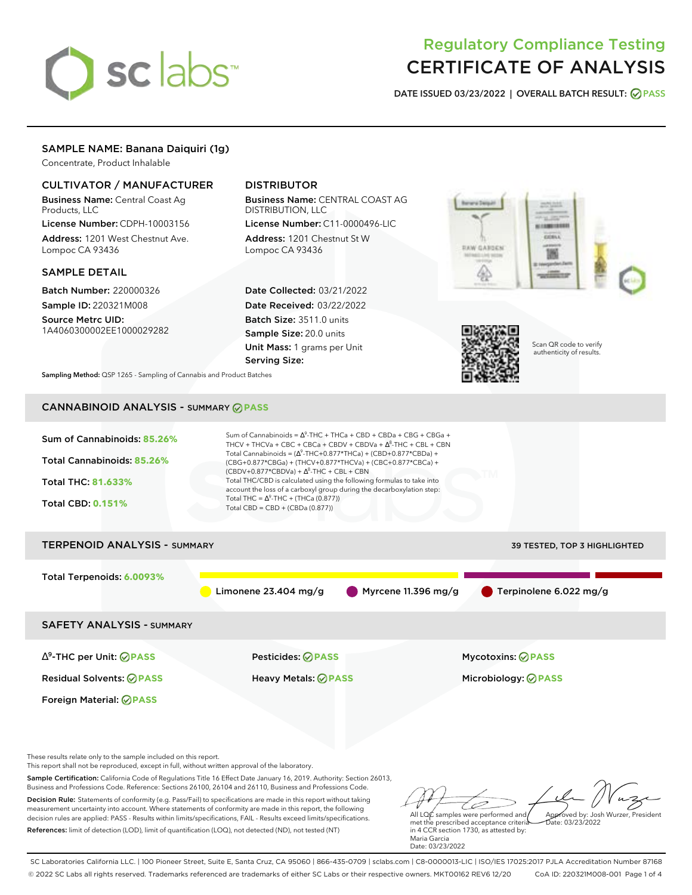# Regulatory Compliance Testing
# CERTIFICATE OF ANALYSIS

**DATE ISSUED** 03/23/2022 | **OVERALL BATCH RESULT:** PASS

## SAMPLE NAME: Banana Daiquiri (1g)

Concentrate, Product Inhalable

### CULTIVATOR / MANUFACTURER

**Business Name:** Central Coast Ag Products, LLC

**License Number:** CDPH-10003156

**Address:** 1201 West Chestnut Ave. Lompoc CA 93436

### DISTRIBUTOR

**Business Name:** CENTRAL COAST AG DISTRIBUTION, LLC

**License Number:** C11-0000496-LIC

**Address:** 1201 Chestnut St W Lompoc CA 93436

### SAMPLE DETAIL

**Batch Number:** 220000326

**Sample ID:** 220321M008

**Source Metrc UID:** 1A4060300002EE1000029282

**Date Collected:** 03/21/2022

**Date Received:** 03/22/2022

**Batch Size:** 3511.0 units

**Sample Size:** 20.0 units

**Unit Mass:** 1 grams per Unit

**Serving Size:**

Scan QR code to verify authenticity of results.

**Sampling Method:** QSP 1265 - Sampling of Cannabis and Product Batches

## CANNABINOID ANALYSIS - SUMMARY PASS

**Sum of Cannabinoids:** 85.26%

**Total Cannabinoids:** 85.26%

**Total THC:** 81.633%

**Total CBD:** 0.151%

Sum of Cannabinoids = $\Delta^9$-THC + THCa + CBD + CBDa + CBG + CBGa + THCV + THCVa + CBC + CBCa + CBDV + CBDVa + $\Delta^8$-THC + CBL + CBN

Total Cannabinoids = ($\Delta^9$-THC+0.877*THCa) + (CBD+0.877*CBDa) + (CBG+0.877*CBGa) + (THCV+0.877*THCVa) + (CBC+0.877*CBCa) + (CBDV+0.877*CBDVa) + $\Delta^8$-THC + CBL + CBN

Total THC/CBD is calculated using the following formulas to take into account the loss of a carboxyl group during the decarboxylation step:

Total THC = $\Delta^9$-THC + (THCa (0.877))

Total CBD = CBD + (CBDa (0.877))

## TERPENOID ANALYSIS - SUMMARY

39 TESTED, TOP 3 HIGHLIGHTED

**Total Terpenoids:** 6.0093%

Limonene 23.404 mg/g | Myrcene 11.396 mg/g | Terpinolene 6.022 mg/g

## SAFETY ANALYSIS - SUMMARY

| | | |
|---|---|---|
| $\Delta^9$-THC per Unit: PASS | Pesticides: PASS | Mycotoxins: PASS |
| Residual Solvents: PASS | Heavy Metals: PASS | Microbiology: PASS |
| Foreign Material: PASS | | |

These results relate only to the sample included on this report.
This report shall not be reproduced, except in full, without written approval of the laboratory.

**Sample Certification:** California Code of Regulations Title 16 Effect Date January 16, 2019. Authority: Section 26013, Business and Professions Code. Reference: Sections 26100, 26104 and 26110, Business and Professions Code.

**Decision Rule:** Statements of conformity (e.g. Pass/Fail) to specifications are made in this report without taking measurement uncertainty into account. Where statements of conformity are made in this report, the following decision rules are applied: PASS - Results within limits/specifications, FAIL - Results exceed limits/specifications.

**References:** limit of detection (LOD), limit of quantification (LOQ), not detected (ND), not tested (NT)

All LQC samples were performed and met the prescribed acceptance criteria in 4 CCR section 1730, as attested by: Maria Garcia Date: 03/23/2022

Approved by: Josh Wurzer, President Date: 03/23/2022

SC Laboratories California LLC. | 100 Pioneer Street, Suite E, Santa Cruz, CA 95060 | 866-435-0709 | sclabs.com | C8-0000013-LIC | ISO/IES 17025:2017 PJLA Accreditation Number 87168
© 2022 SC Labs all rights reserved. Trademarks referenced are trademarks of either SC Labs or their respective owners. MKT00162 REV6 12/20 CoA ID: 220321M008-001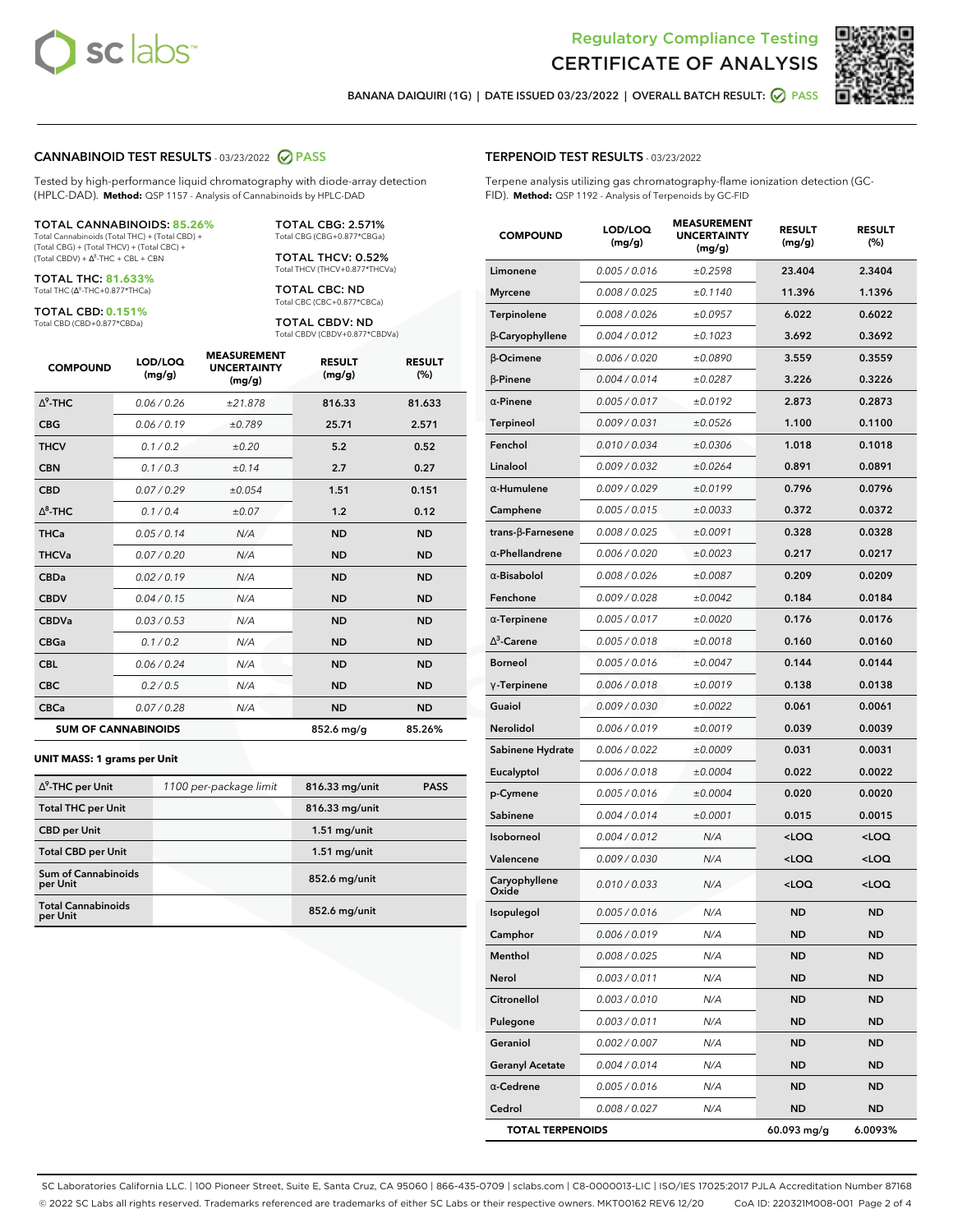# Regulatory Compliance Testing
# CERTIFICATE OF ANALYSIS

BANANA DAIQUIRI (1G) | DATE ISSUED 03/23/2022 | OVERALL BATCH RESULT: PASS

## CANNABINOID TEST RESULTS - 03/23/2022 PASS

Tested by high-performance liquid chromatography with diode-array detection (HPLC-DAD). **Method:** QSP 1157 - Analysis of Cannabinoids by HPLC-DAD

**TOTAL CANNABINOIDS: 85.26%**
Total Cannabinoids (Total THC) + (Total CBD) + (Total CBG) + (Total THCV) + (Total CBC) + (Total CBDV) + $\Delta^8$-THC + CBL + CBN

**TOTAL THC: 81.633%**
Total THC ($\Delta^9$-THC+0.877*THCa)

**TOTAL CBD: 0.151%**
Total CBD (CBD+0.877*CBDa)

**TOTAL CBG: 2.571%**
Total CBG (CBG+0.877*CBGa)

**TOTAL THCV: 0.52%**
Total THCV (THCV+0.877*THCVa)

**TOTAL CBC: ND**
Total CBC (CBC+0.877*CBCa)

**TOTAL CBDV: ND**
Total CBDV (CBDV+0.877*CBDVa)

| COMPOUND | LOD/LOQ (mg/g) | MEASUREMENT UNCERTAINTY (mg/g) | RESULT (mg/g) | RESULT (%) |
|---|---|---|---|---|
| $\Delta^9$-THC | 0.06 / 0.26 | ±21.878 | 816.33 | 81.633 |
| CBG | 0.06 / 0.19 | ±0.789 | 25.71 | 2.571 |
| THCV | 0.1 / 0.2 | ±0.20 | 5.2 | 0.52 |
| CBN | 0.1 / 0.3 | ±0.14 | 2.7 | 0.27 |
| CBD | 0.07 / 0.29 | ±0.054 | 1.51 | 0.151 |
| $\Delta^8$-THC | 0.1 / 0.4 | ±0.07 | 1.2 | 0.12 |
| THCa | 0.05 / 0.14 | N/A | ND | ND |
| THCVa | 0.07 / 0.20 | N/A | ND | ND |
| CBDa | 0.02 / 0.19 | N/A | ND | ND |
| CBDV | 0.04 / 0.15 | N/A | ND | ND |
| CBDVa | 0.03 / 0.53 | N/A | ND | ND |
| CBGa | 0.1 / 0.2 | N/A | ND | ND |
| CBL | 0.06 / 0.24 | N/A | ND | ND |
| CBC | 0.2 / 0.5 | N/A | ND | ND |
| CBCa | 0.07 / 0.28 | N/A | ND | ND |
| **SUM OF CANNABINOIDS** | | | 852.6 mg/g | 85.26% |

**UNIT MASS: 1 grams per Unit**

| | | | |
|---|---|---|---|
| $\Delta^9$-THC per Unit | 1100 per-package limit | 816.33 mg/unit | PASS |
| Total THC per Unit | | 816.33 mg/unit | |
| CBD per Unit | | 1.51 mg/unit | |
| Total CBD per Unit | | 1.51 mg/unit | |
| Sum of Cannabinoids per Unit | | 852.6 mg/unit | |
| Total Cannabinoids per Unit | | 852.6 mg/unit | |

## TERPENOID TEST RESULTS - 03/23/2022

Terpene analysis utilizing gas chromatography-flame ionization detection (GC-FID). **Method:** QSP 1192 - Analysis of Terpenoids by GC-FID

| COMPOUND | LOD/LOQ (mg/g) | MEASUREMENT UNCERTAINTY (mg/g) | RESULT (mg/g) | RESULT (%) |
|---|---|---|---|---|
| Limonene | 0.005 / 0.016 | ±0.2598 | 23.404 | 2.3404 |
| Myrcene | 0.008 / 0.025 | ±0.1140 | 11.396 | 1.1396 |
| Terpinolene | 0.008 / 0.026 | ±0.0957 | 6.022 | 0.6022 |
| β-Caryophyllene | 0.004 / 0.012 | ±0.1023 | 3.692 | 0.3692 |
| β-Ocimene | 0.006 / 0.020 | ±0.0890 | 3.559 | 0.3559 |
| β-Pinene | 0.004 / 0.014 | ±0.0287 | 3.226 | 0.3226 |
| α-Pinene | 0.005 / 0.017 | ±0.0192 | 2.873 | 0.2873 |
| Terpineol | 0.009 / 0.031 | ±0.0526 | 1.100 | 0.1100 |
| Fenchol | 0.010 / 0.034 | ±0.0306 | 1.018 | 0.1018 |
| Linalool | 0.009 / 0.032 | ±0.0264 | 0.891 | 0.0891 |
| α-Humulene | 0.009 / 0.029 | ±0.0199 | 0.796 | 0.0796 |
| Camphene | 0.005 / 0.015 | ±0.0033 | 0.372 | 0.0372 |
| trans-β-Farnesene | 0.008 / 0.025 | ±0.0091 | 0.328 | 0.0328 |
| α-Phellandrene | 0.006 / 0.020 | ±0.0023 | 0.217 | 0.0217 |
| α-Bisabolol | 0.008 / 0.026 | ±0.0087 | 0.209 | 0.0209 |
| Fenchone | 0.009 / 0.028 | ±0.0042 | 0.184 | 0.0184 |
| α-Terpinene | 0.005 / 0.017 | ±0.0020 | 0.176 | 0.0176 |
| $\Delta^3$-Carene | 0.005 / 0.018 | ±0.0018 | 0.160 | 0.0160 |
| Borneol | 0.005 / 0.016 | ±0.0047 | 0.144 | 0.0144 |
| γ-Terpinene | 0.006 / 0.018 | ±0.0019 | 0.138 | 0.0138 |
| Guaiol | 0.009 / 0.030 | ±0.0022 | 0.061 | 0.0061 |
| Nerolidol | 0.006 / 0.019 | ±0.0019 | 0.039 | 0.0039 |
| Sabinene Hydrate | 0.006 / 0.022 | ±0.0009 | 0.031 | 0.0031 |
| Eucalyptol | 0.006 / 0.018 | ±0.0004 | 0.022 | 0.0022 |
| p-Cymene | 0.005 / 0.016 | ±0.0004 | 0.020 | 0.0020 |
| Sabinene | 0.004 / 0.014 | ±0.0001 | 0.015 | 0.0015 |
| Isoborneol | 0.004 / 0.012 | N/A | <LOQ | <LOQ |
| Valencene | 0.009 / 0.030 | N/A | <LOQ | <LOQ |
| Caryophyllene Oxide | 0.010 / 0.033 | N/A | <LOQ | <LOQ |
| Isopulegol | 0.005 / 0.016 | N/A | ND | ND |
| Camphor | 0.006 / 0.019 | N/A | ND | ND |
| Menthol | 0.008 / 0.025 | N/A | ND | ND |
| Nerol | 0.003 / 0.011 | N/A | ND | ND |
| Citronellol | 0.003 / 0.010 | N/A | ND | ND |
| Pulegone | 0.003 / 0.011 | N/A | ND | ND |
| Geraniol | 0.002 / 0.007 | N/A | ND | ND |
| Geranyl Acetate | 0.004 / 0.014 | N/A | ND | ND |
| α-Cedrene | 0.005 / 0.016 | N/A | ND | ND |
| Cedrol | 0.008 / 0.027 | N/A | ND | ND |
| **TOTAL TERPENOIDS** | | | 60.093 mg/g | 6.0093% |

SC Laboratories California LLC. | 100 Pioneer Street, Suite E, Santa Cruz, CA 95060 | 866-435-0709 | sclabs.com | C8-0000013-LIC | ISO/IES 17025:2017 PJLA Accreditation Number 87168
© 2022 SC Labs all rights reserved. Trademarks referenced are trademarks of either SC Labs or their respective owners. MKT00162 REV6 12/20 CoA ID: 220321M008-001